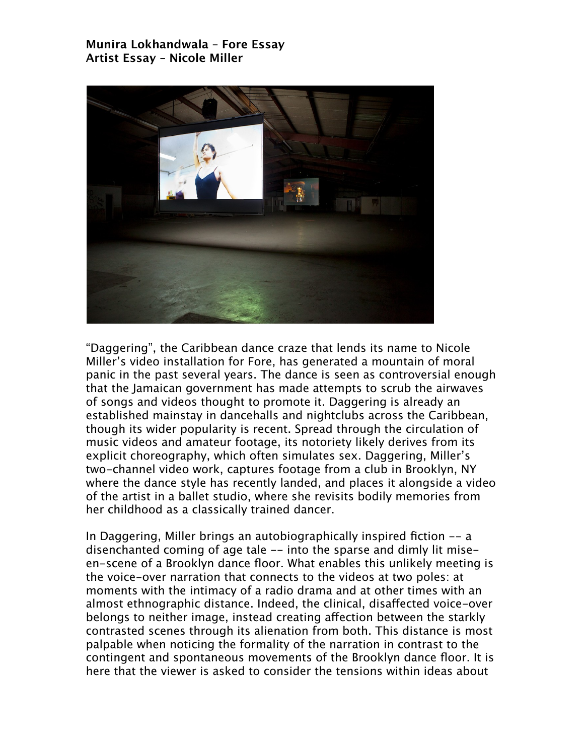**Munira Lokhandwala – Fore Essay**
**Artist Essay – Nicole Miller**

"Daggering", the Caribbean dance craze that lends its name to Nicole Miller's video installation for Fore, has generated a mountain of moral panic in the past several years. The dance is seen as controversial enough that the Jamaican government has made attempts to scrub the airwaves of songs and videos thought to promote it. Daggering is already an established mainstay in dancehalls and nightclubs across the Caribbean, though its wider popularity is recent. Spread through the circulation of music videos and amateur footage, its notoriety likely derives from its explicit choreography, which often simulates sex. Daggering, Miller's two-channel video work, captures footage from a club in Brooklyn, NY where the dance style has recently landed, and places it alongside a video of the artist in a ballet studio, where she revisits bodily memories from her childhood as a classically trained dancer.

In Daggering, Miller brings an autobiographically inspired fiction -- a disenchanted coming of age tale -- into the sparse and dimly lit mise-en-scene of a Brooklyn dance floor. What enables this unlikely meeting is the voice-over narration that connects to the videos at two poles: at moments with the intimacy of a radio drama and at other times with an almost ethnographic distance. Indeed, the clinical, disaffected voice-over belongs to neither image, instead creating affection between the starkly contrasted scenes through its alienation from both. This distance is most palpable when noticing the formality of the narration in contrast to the contingent and spontaneous movements of the Brooklyn dance floor. It is here that the viewer is asked to consider the tensions within ideas about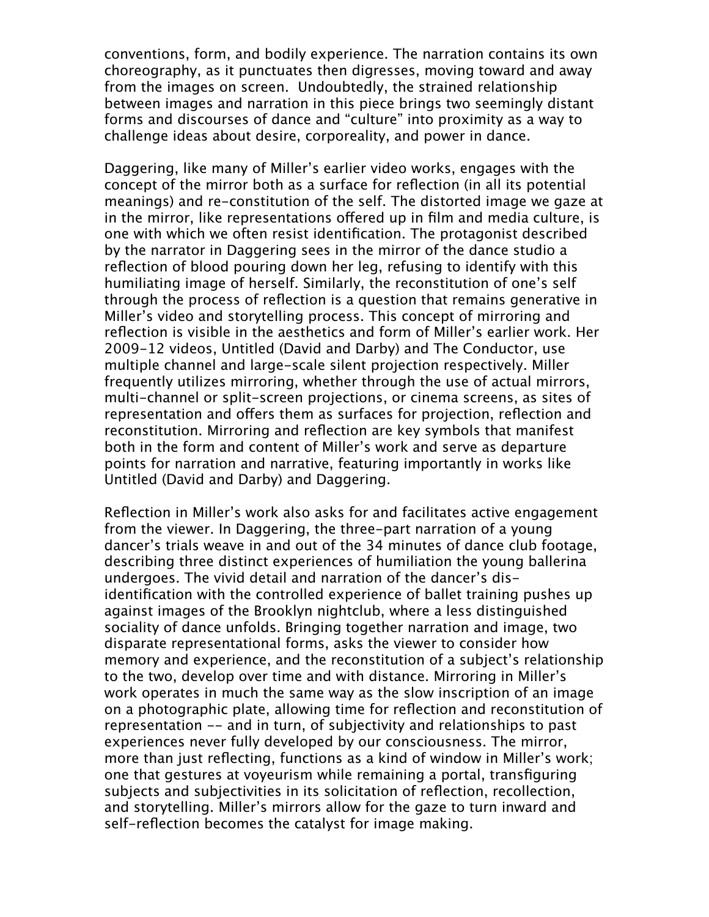conventions, form, and bodily experience. The narration contains its own choreography, as it punctuates then digresses, moving toward and away from the images on screen. Undoubtedly, the strained relationship between images and narration in this piece brings two seemingly distant forms and discourses of dance and "culture" into proximity as a way to challenge ideas about desire, corporeality, and power in dance.

Daggering, like many of Miller's earlier video works, engages with the concept of the mirror both as a surface for reflection (in all its potential meanings) and re-constitution of the self. The distorted image we gaze at in the mirror, like representations offered up in film and media culture, is one with which we often resist identification. The protagonist described by the narrator in Daggering sees in the mirror of the dance studio a reflection of blood pouring down her leg, refusing to identify with this humiliating image of herself. Similarly, the reconstitution of one's self through the process of reflection is a question that remains generative in Miller's video and storytelling process. This concept of mirroring and reflection is visible in the aesthetics and form of Miller's earlier work. Her 2009-12 videos, Untitled (David and Darby) and The Conductor, use multiple channel and large-scale silent projection respectively. Miller frequently utilizes mirroring, whether through the use of actual mirrors, multi-channel or split-screen projections, or cinema screens, as sites of representation and offers them as surfaces for projection, reflection and reconstitution. Mirroring and reflection are key symbols that manifest both in the form and content of Miller's work and serve as departure points for narration and narrative, featuring importantly in works like Untitled (David and Darby) and Daggering.

Reflection in Miller's work also asks for and facilitates active engagement from the viewer. In Daggering, the three-part narration of a young dancer's trials weave in and out of the 34 minutes of dance club footage, describing three distinct experiences of humiliation the young ballerina undergoes. The vivid detail and narration of the dancer's dis-identification with the controlled experience of ballet training pushes up against images of the Brooklyn nightclub, where a less distinguished sociality of dance unfolds. Bringing together narration and image, two disparate representational forms, asks the viewer to consider how memory and experience, and the reconstitution of a subject's relationship to the two, develop over time and with distance. Mirroring in Miller's work operates in much the same way as the slow inscription of an image on a photographic plate, allowing time for reflection and reconstitution of representation -- and in turn, of subjectivity and relationships to past experiences never fully developed by our consciousness. The mirror, more than just reflecting, functions as a kind of window in Miller's work; one that gestures at voyeurism while remaining a portal, transfiguring subjects and subjectivities in its solicitation of reflection, recollection, and storytelling. Miller's mirrors allow for the gaze to turn inward and self-reflection becomes the catalyst for image making.